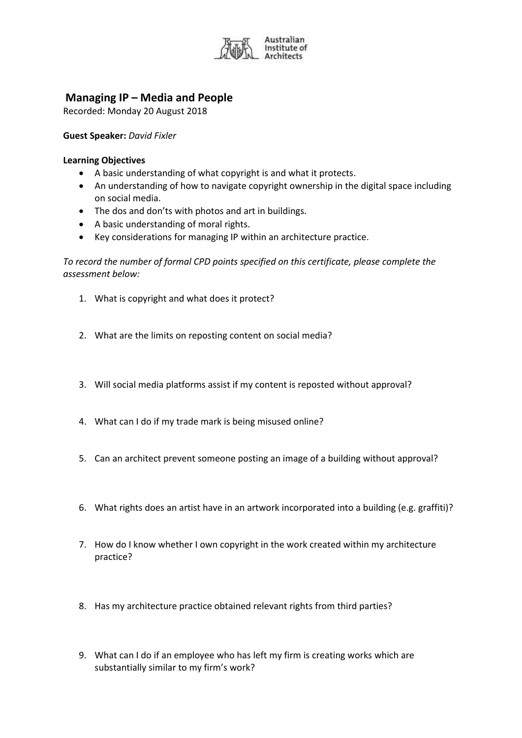Australian Institute of Architects

## Managing IP – Media and People

Recorded: Monday 20 August 2018

**Guest Speaker:** *David Fixler*

**Learning Objectives**

- A basic understanding of what copyright is and what it protects.
- An understanding of how to navigate copyright ownership in the digital space including on social media.
- The dos and don'ts with photos and art in buildings.
- A basic understanding of moral rights.
- Key considerations for managing IP within an architecture practice.

*To record the number of formal CPD points specified on this certificate, please complete the assessment below:*

1. What is copyright and what does it protect?
2. What are the limits on reposting content on social media?
3. Will social media platforms assist if my content is reposted without approval?
4. What can I do if my trade mark is being misused online?
5. Can an architect prevent someone posting an image of a building without approval?
6. What rights does an artist have in an artwork incorporated into a building (e.g. graffiti)?
7. How do I know whether I own copyright in the work created within my architecture practice?
8. Has my architecture practice obtained relevant rights from third parties?
9. What can I do if an employee who has left my firm is creating works which are substantially similar to my firm's work?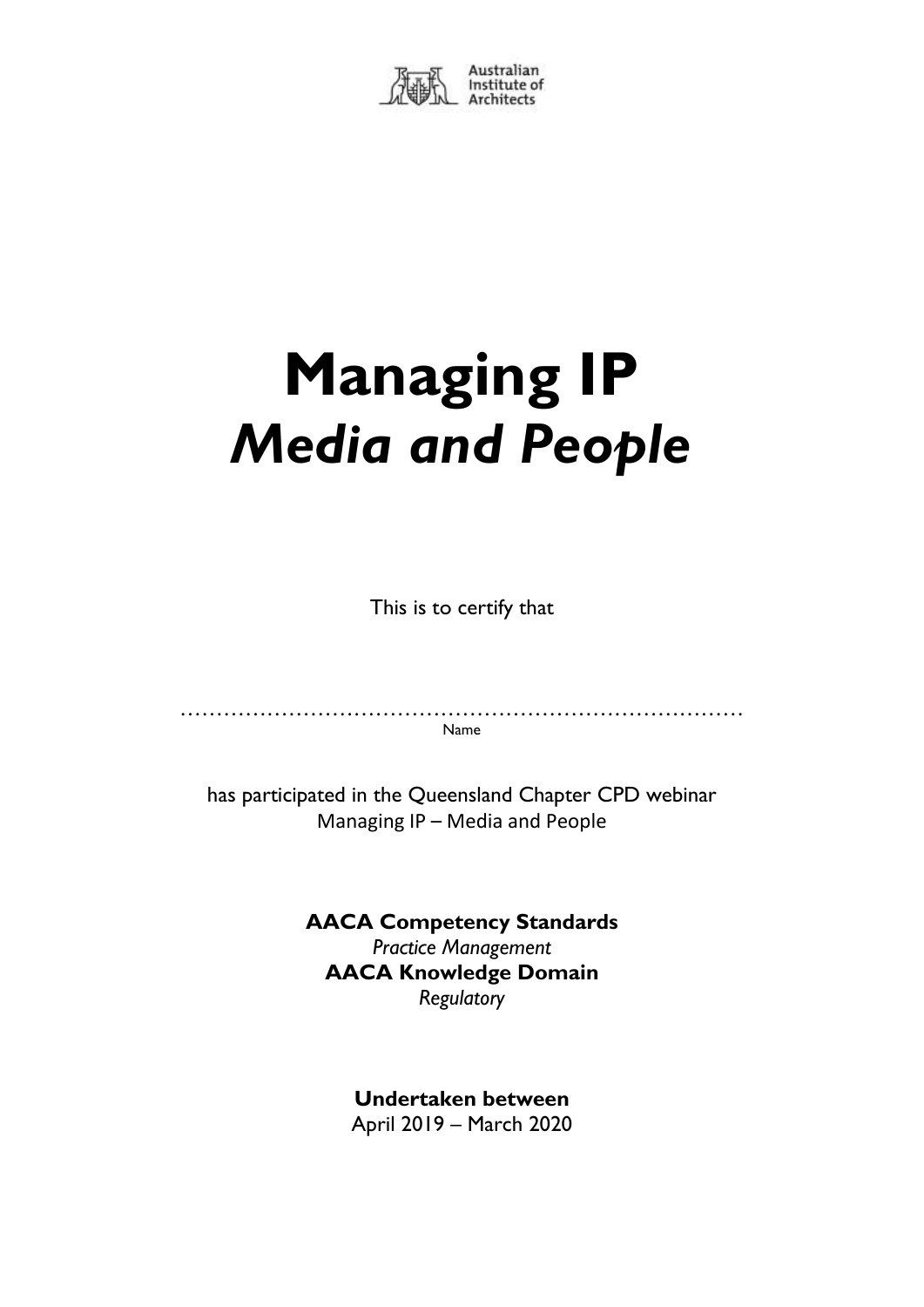Australian Institute of Architects

# Managing IP
# *Media and People*

This is to certify that

.........................................................................
Name

has participated in the Queensland Chapter CPD webinar
Managing IP – Media and People

**AACA Competency Standards**
*Practice Management*
**AACA Knowledge Domain**
*Regulatory*

**Undertaken between**
April 2019 – March 2020